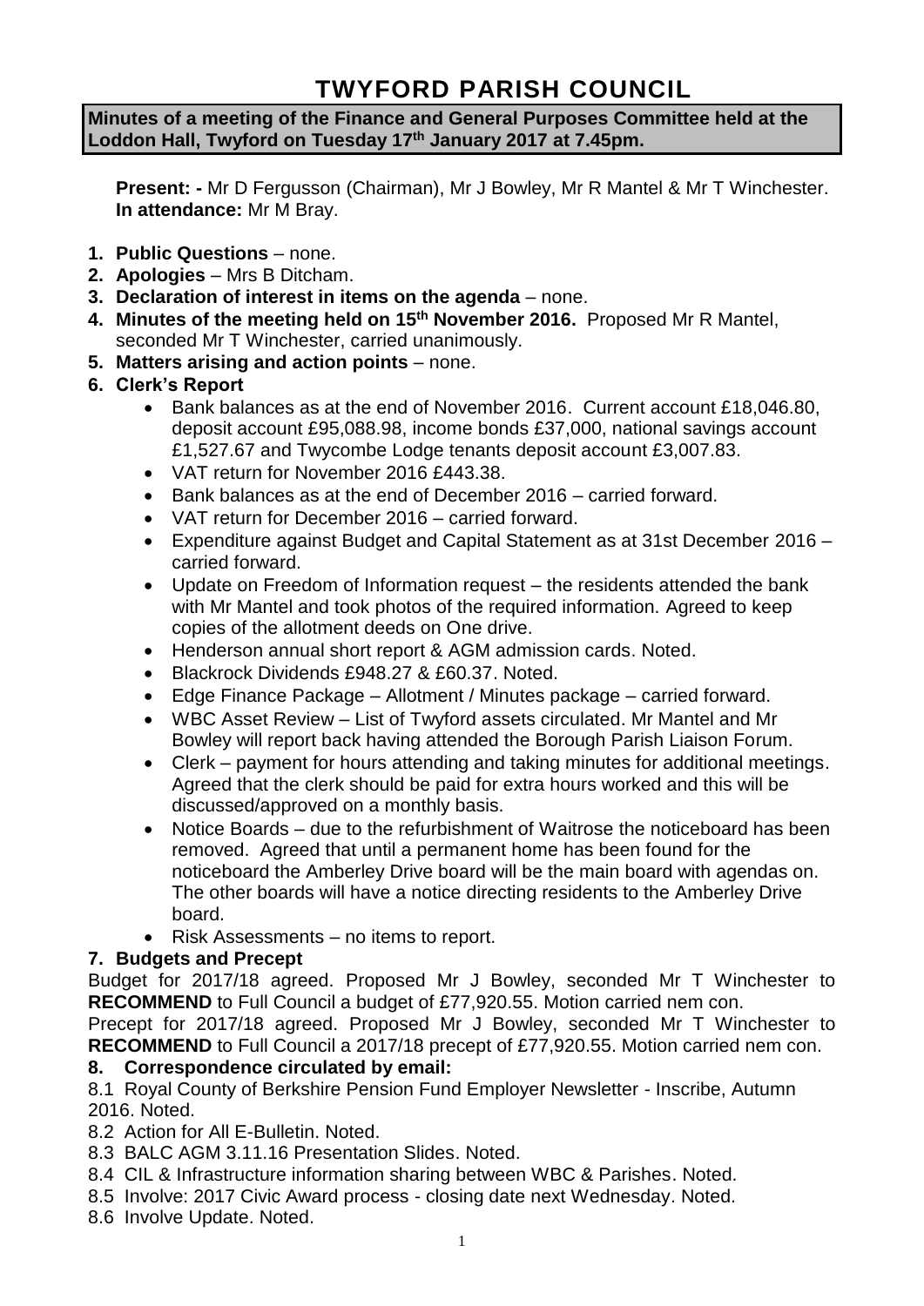# TWYFORD PARISH COUNCIL

**Minutes of a meeting of the Finance and General Purposes Committee held at the Loddon Hall, Twyford on Tuesday 17th January 2017 at 7.45pm.**

**Present: -** Mr D Fergusson (Chairman), Mr J Bowley, Mr R Mantel & Mr T Winchester.
**In attendance:** Mr M Bray.

1. **Public Questions** – none.
2. **Apologies** – Mrs B Ditcham.
3. **Declaration of interest in items on the agenda** – none.
4. **Minutes of the meeting held on 15th November 2016.** Proposed Mr R Mantel, seconded Mr T Winchester, carried unanimously.
5. **Matters arising and action points** – none.
6. **Clerk's Report**
   - Bank balances as at the end of November 2016. Current account £18,046.80, deposit account £95,088.98, income bonds £37,000, national savings account £1,527.67 and Twycombe Lodge tenants deposit account £3,007.83.
   - VAT return for November 2016 £443.38.
   - Bank balances as at the end of December 2016 – carried forward.
   - VAT return for December 2016 – carried forward.
   - Expenditure against Budget and Capital Statement as at 31st December 2016 – carried forward.
   - Update on Freedom of Information request – the residents attended the bank with Mr Mantel and took photos of the required information. Agreed to keep copies of the allotment deeds on One drive.
   - Henderson annual short report & AGM admission cards. Noted.
   - Blackrock Dividends £948.27 & £60.37. Noted.
   - Edge Finance Package – Allotment / Minutes package – carried forward.
   - WBC Asset Review – List of Twyford assets circulated. Mr Mantel and Mr Bowley will report back having attended the Borough Parish Liaison Forum.
   - Clerk – payment for hours attending and taking minutes for additional meetings. Agreed that the clerk should be paid for extra hours worked and this will be discussed/approved on a monthly basis.
   - Notice Boards – due to the refurbishment of Waitrose the noticeboard has been removed. Agreed that until a permanent home has been found for the noticeboard the Amberley Drive board will be the main board with agendas on. The other boards will have a notice directing residents to the Amberley Drive board.
   - Risk Assessments – no items to report.
7. **Budgets and Precept**

Budget for 2017/18 agreed. Proposed Mr J Bowley, seconded Mr T Winchester to **RECOMMEND** to Full Council a budget of £77,920.55. Motion carried nem con.

Precept for 2017/18 agreed. Proposed Mr J Bowley, seconded Mr T Winchester to **RECOMMEND** to Full Council a 2017/18 precept of £77,920.55. Motion carried nem con.

8. **Correspondence circulated by email:**

8.1 Royal County of Berkshire Pension Fund Employer Newsletter - Inscribe, Autumn 2016. Noted.

8.2 Action for All E-Bulletin. Noted.

8.3 BALC AGM 3.11.16 Presentation Slides. Noted.

8.4 CIL & Infrastructure information sharing between WBC & Parishes. Noted.

8.5 Involve: 2017 Civic Award process - closing date next Wednesday. Noted.

8.6 Involve Update. Noted.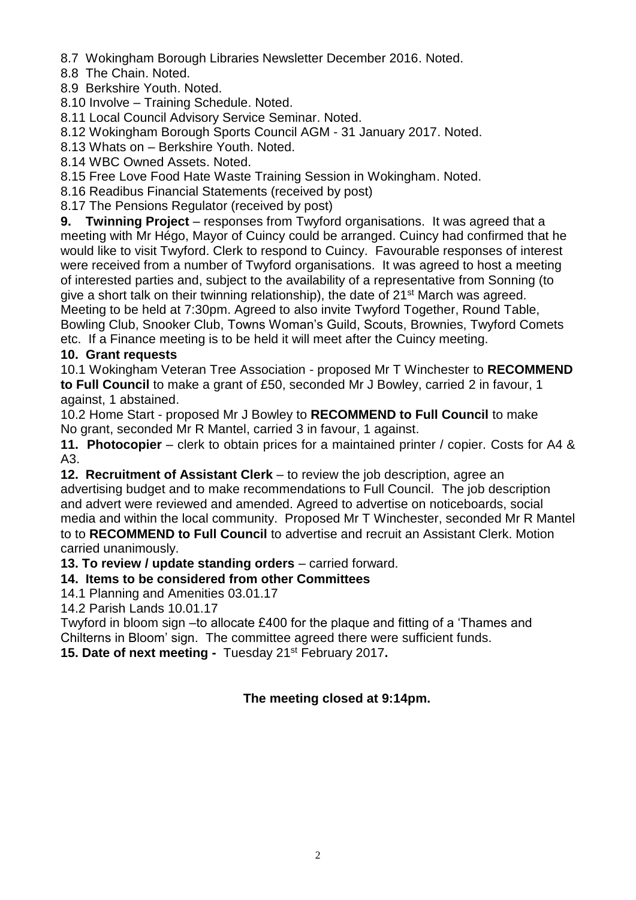8.7 Wokingham Borough Libraries Newsletter December 2016. Noted.
8.8 The Chain. Noted.
8.9 Berkshire Youth. Noted.
8.10 Involve – Training Schedule. Noted.
8.11 Local Council Advisory Service Seminar. Noted.
8.12 Wokingham Borough Sports Council AGM - 31 January 2017. Noted.
8.13 Whats on – Berkshire Youth. Noted.
8.14 WBC Owned Assets. Noted.
8.15 Free Love Food Hate Waste Training Session in Wokingham. Noted.
8.16 Readibus Financial Statements (received by post)
8.17 The Pensions Regulator (received by post)

**9. Twinning Project** – responses from Twyford organisations. It was agreed that a meeting with Mr Hégo, Mayor of Cuincy could be arranged. Cuincy had confirmed that he would like to visit Twyford. Clerk to respond to Cuincy. Favourable responses of interest were received from a number of Twyford organisations. It was agreed to host a meeting of interested parties and, subject to the availability of a representative from Sonning (to give a short talk on their twinning relationship), the date of 21st March was agreed. Meeting to be held at 7:30pm. Agreed to also invite Twyford Together, Round Table, Bowling Club, Snooker Club, Towns Woman's Guild, Scouts, Brownies, Twyford Comets etc. If a Finance meeting is to be held it will meet after the Cuincy meeting.

**10. Grant requests**

10.1 Wokingham Veteran Tree Association - proposed Mr T Winchester to **RECOMMEND to Full Council** to make a grant of £50, seconded Mr J Bowley, carried 2 in favour, 1 against, 1 abstained.

10.2 Home Start - proposed Mr J Bowley to **RECOMMEND to Full Council** to make No grant, seconded Mr R Mantel, carried 3 in favour, 1 against.

**11. Photocopier** – clerk to obtain prices for a maintained printer / copier. Costs for A4 & A3.

**12. Recruitment of Assistant Clerk** – to review the job description, agree an advertising budget and to make recommendations to Full Council. The job description and advert were reviewed and amended. Agreed to advertise on noticeboards, social media and within the local community. Proposed Mr T Winchester, seconded Mr R Mantel to to **RECOMMEND to Full Council** to advertise and recruit an Assistant Clerk. Motion carried unanimously.

**13. To review / update standing orders** – carried forward.

**14. Items to be considered from other Committees**

14.1 Planning and Amenities 03.01.17
14.2 Parish Lands 10.01.17

Twyford in bloom sign –to allocate £400 for the plaque and fitting of a 'Thames and Chilterns in Bloom' sign. The committee agreed there were sufficient funds.

**15. Date of next meeting -** Tuesday 21st February 2017**.**

**The meeting closed at 9:14pm.**